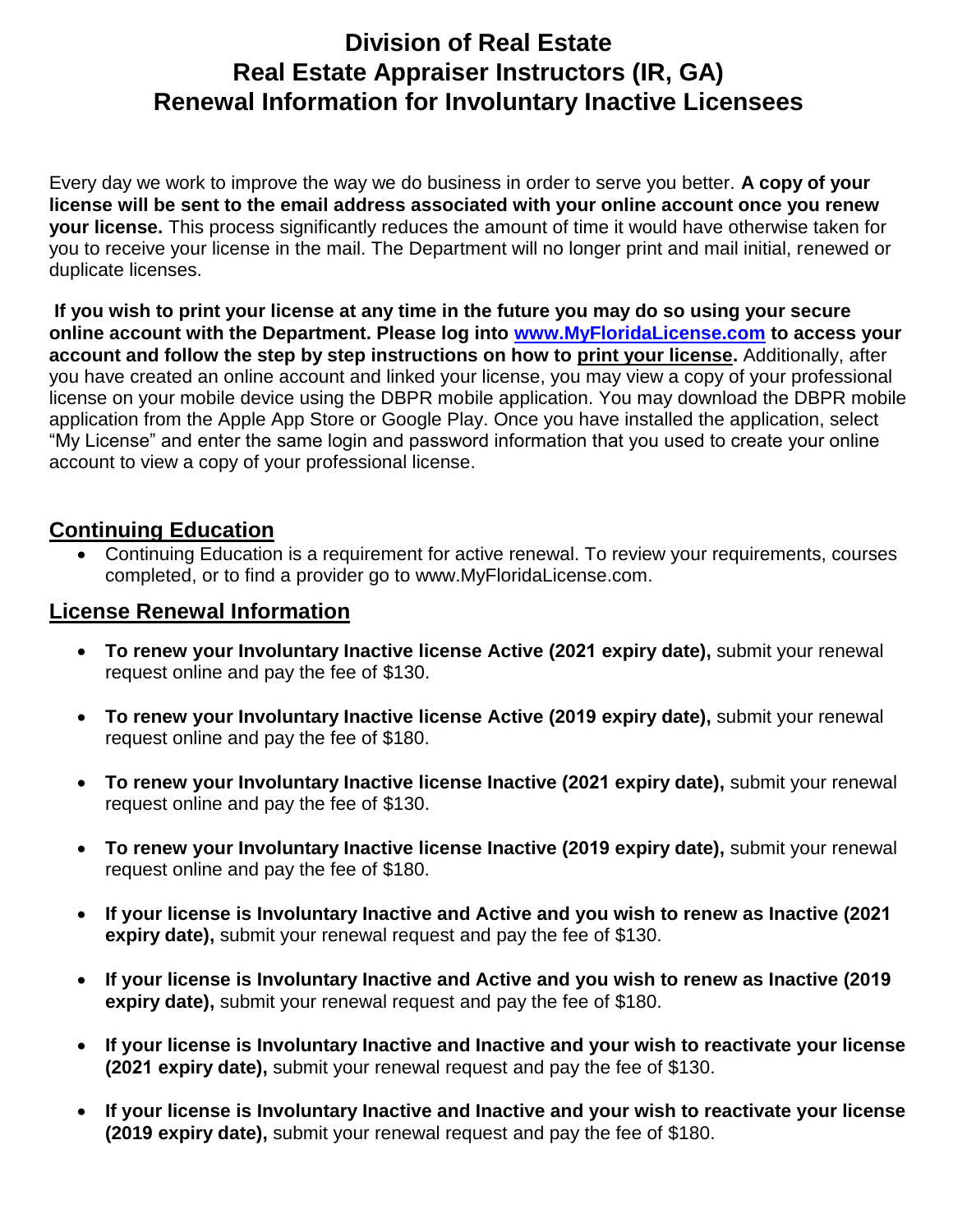# Division of Real Estate
# Real Estate Appraiser Instructors (IR, GA)
# Renewal Information for Involuntary Inactive Licensees

Every day we work to improve the way we do business in order to serve you better. **A copy of your license will be sent to the email address associated with your online account once you renew your license.** This process significantly reduces the amount of time it would have otherwise taken for you to receive your license in the mail. The Department will no longer print and mail initial, renewed or duplicate licenses.

**If you wish to print your license at any time in the future you may do so using your secure online account with the Department. Please log into [www.MyFloridaLicense.com](http://www.MyFloridaLicense.com) to access your account and follow the step by step instructions on how to print your license.** Additionally, after you have created an online account and linked your license, you may view a copy of your professional license on your mobile device using the DBPR mobile application. You may download the DBPR mobile application from the Apple App Store or Google Play. Once you have installed the application, select "My License" and enter the same login and password information that you used to create your online account to view a copy of your professional license.

## Continuing Education

- Continuing Education is a requirement for active renewal. To review your requirements, courses completed, or to find a provider go to www.MyFloridaLicense.com.

## License Renewal Information

- **To renew your Involuntary Inactive license Active (2021 expiry date),** submit your renewal request online and pay the fee of $130.
- **To renew your Involuntary Inactive license Active (2019 expiry date),** submit your renewal request online and pay the fee of $180.
- **To renew your Involuntary Inactive license Inactive (2021 expiry date),** submit your renewal request online and pay the fee of $130.
- **To renew your Involuntary Inactive license Inactive (2019 expiry date),** submit your renewal request online and pay the fee of $180.
- **If your license is Involuntary Inactive and Active and you wish to renew as Inactive (2021 expiry date),** submit your renewal request and pay the fee of $130.
- **If your license is Involuntary Inactive and Active and you wish to renew as Inactive (2019 expiry date),** submit your renewal request and pay the fee of $180.
- **If your license is Involuntary Inactive and Inactive and your wish to reactivate your license (2021 expiry date),** submit your renewal request and pay the fee of $130.
- **If your license is Involuntary Inactive and Inactive and your wish to reactivate your license (2019 expiry date),** submit your renewal request and pay the fee of $180.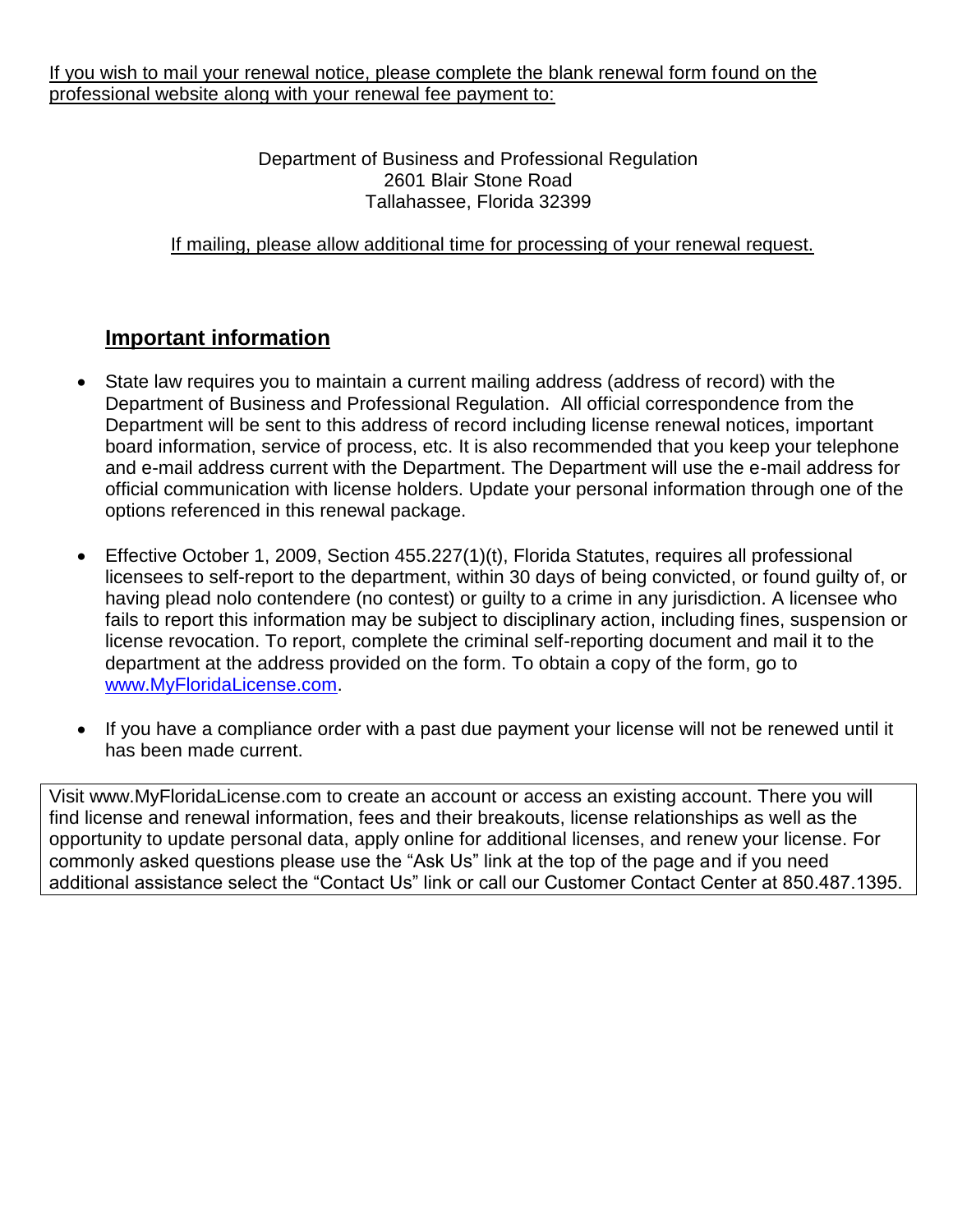If you wish to mail your renewal notice, please complete the blank renewal form found on the professional website along with your renewal fee payment to:

Department of Business and Professional Regulation
2601 Blair Stone Road
Tallahassee, Florida 32399

If mailing, please allow additional time for processing of your renewal request.

## Important information

- State law requires you to maintain a current mailing address (address of record) with the Department of Business and Professional Regulation. All official correspondence from the Department will be sent to this address of record including license renewal notices, important board information, service of process, etc. It is also recommended that you keep your telephone and e-mail address current with the Department. The Department will use the e-mail address for official communication with license holders. Update your personal information through one of the options referenced in this renewal package.

- Effective October 1, 2009, Section 455.227(1)(t), Florida Statutes, requires all professional licensees to self-report to the department, within 30 days of being convicted, or found guilty of, or having plead nolo contendere (no contest) or guilty to a crime in any jurisdiction. A licensee who fails to report this information may be subject to disciplinary action, including fines, suspension or license revocation. To report, complete the criminal self-reporting document and mail it to the department at the address provided on the form. To obtain a copy of the form, go to www.MyFloridaLicense.com.

- If you have a compliance order with a past due payment your license will not be renewed until it has been made current.

Visit www.MyFloridaLicense.com to create an account or access an existing account. There you will find license and renewal information, fees and their breakouts, license relationships as well as the opportunity to update personal data, apply online for additional licenses, and renew your license. For commonly asked questions please use the "Ask Us" link at the top of the page and if you need additional assistance select the "Contact Us" link or call our Customer Contact Center at 850.487.1395.